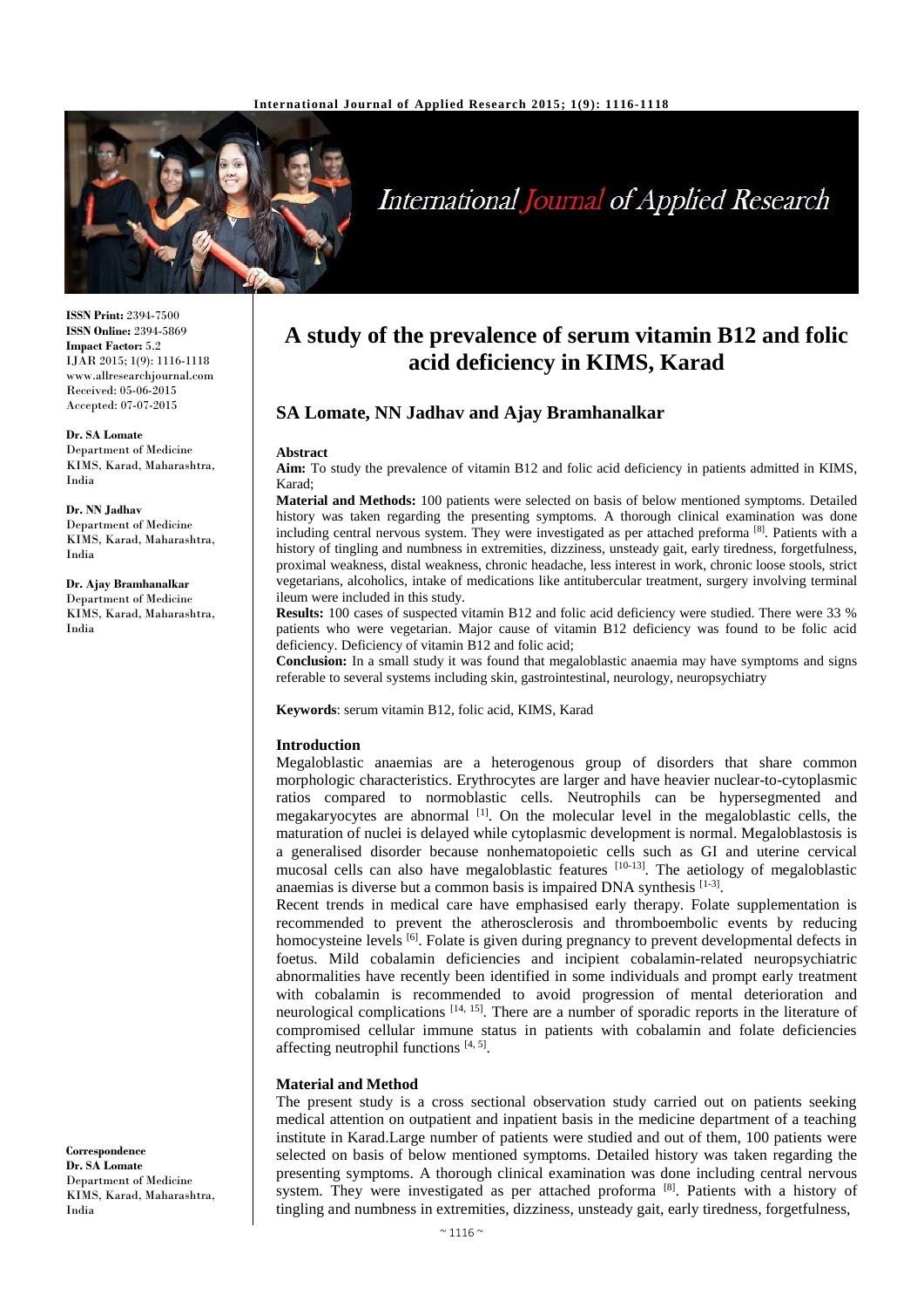# A study of the prevalence of serum vitamin B12 and folic acid deficiency in KIMS, Karad

## SA Lomate, NN Jadhav and Ajay Bramhanalkar

**ISSN Print:** 2394-7500
**ISSN Online:** 2394-5869
**Impact Factor:** 5.2
IJAR 2015; 1(9): 1116-1118
www.allresearchjournal.com
Received: 05-06-2015
Accepted: 07-07-2015

**Dr. SA Lomate**
Department of Medicine KIMS, Karad, Maharashtra, India

**Dr. NN Jadhav**
Department of Medicine KIMS, Karad, Maharashtra, India

**Dr. Ajay Bramhanalkar**
Department of Medicine KIMS, Karad, Maharashtra, India

**Correspondence**
**Dr. SA Lomate**
Department of Medicine KIMS, Karad, Maharashtra, India

### Abstract

**Aim:** To study the prevalence of vitamin B12 and folic acid deficiency in patients admitted in KIMS, Karad;

**Material and Methods:** 100 patients were selected on basis of below mentioned symptoms. Detailed history was taken regarding the presenting symptoms. A thorough clinical examination was done including central nervous system. They were investigated as per attached preforma [8]. Patients with a history of tingling and numbness in extremities, dizziness, unsteady gait, early tiredness, forgetfulness, proximal weakness, distal weakness, chronic headache, less interest in work, chronic loose stools, strict vegetarians, alcoholics, intake of medications like antitubercular treatment, surgery involving terminal ileum were included in this study.

**Results:** 100 cases of suspected vitamin B12 and folic acid deficiency were studied. There were 33 % patients who were vegetarian. Major cause of vitamin B12 deficiency was found to be folic acid deficiency. Deficiency of vitamin B12 and folic acid;

**Conclusion:** In a small study it was found that megaloblastic anaemia may have symptoms and signs referable to several systems including skin, gastrointestinal, neurology, neuropsychiatry

**Keywords**: serum vitamin B12, folic acid, KIMS, Karad

### Introduction

Megaloblastic anaemias are a heterogenous group of disorders that share common morphologic characteristics. Erythrocytes are larger and have heavier nuclear-to-cytoplasmic ratios compared to normoblastic cells. Neutrophils can be hypersegmented and megakaryocytes are abnormal [1]. On the molecular level in the megaloblastic cells, the maturation of nuclei is delayed while cytoplasmic development is normal. Megaloblastosis is a generalised disorder because nonhematopoietic cells such as GI and uterine cervical mucosal cells can also have megaloblastic features [10-13]. The aetiology of megaloblastic anaemias is diverse but a common basis is impaired DNA synthesis [1-3].

Recent trends in medical care have emphasised early therapy. Folate supplementation is recommended to prevent the atherosclerosis and thromboembolic events by reducing homocysteine levels [6]. Folate is given during pregnancy to prevent developmental defects in foetus. Mild cobalamin deficiencies and incipient cobalamin-related neuropsychiatric abnormalities have recently been identified in some individuals and prompt early treatment with cobalamin is recommended to avoid progression of mental deterioration and neurological complications [14, 15]. There are a number of sporadic reports in the literature of compromised cellular immune status in patients with cobalamin and folate deficiencies affecting neutrophil functions [4, 5].

### Material and Method

The present study is a cross sectional observation study carried out on patients seeking medical attention on outpatient and inpatient basis in the medicine department of a teaching institute in Karad.Large number of patients were studied and out of them, 100 patients were selected on basis of below mentioned symptoms. Detailed history was taken regarding the presenting symptoms. A thorough clinical examination was done including central nervous system. They were investigated as per attached proforma [8]. Patients with a history of tingling and numbness in extremities, dizziness, unsteady gait, early tiredness, forgetfulness,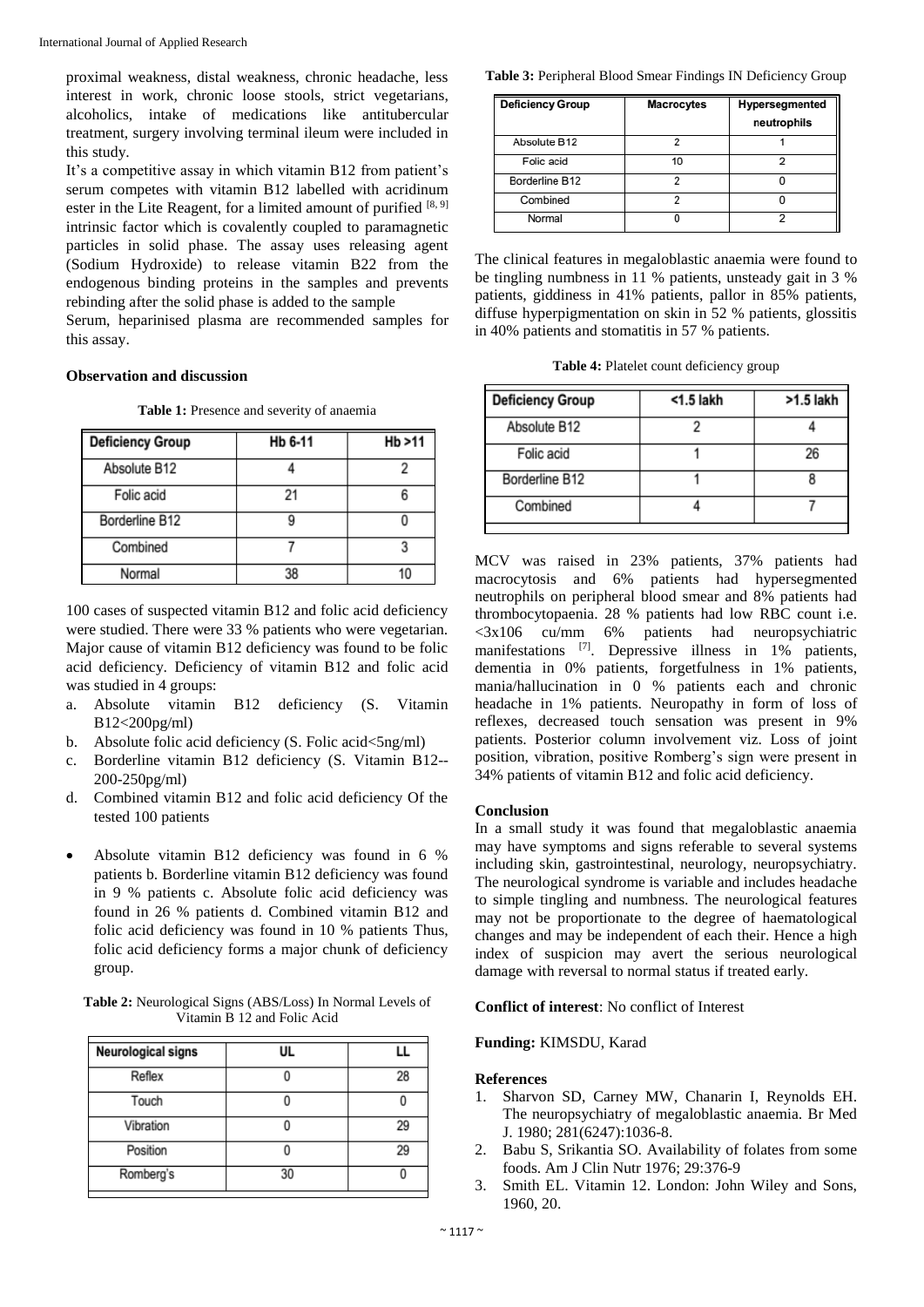proximal weakness, distal weakness, chronic headache, less interest in work, chronic loose stools, strict vegetarians, alcoholics, intake of medications like antitubercular treatment, surgery involving terminal ileum were included in this study.

It's a competitive assay in which vitamin B12 from patient's serum competes with vitamin B12 labelled with acridinum ester in the Lite Reagent, for a limited amount of purified [8, 9] intrinsic factor which is covalently coupled to paramagnetic particles in solid phase. The assay uses releasing agent (Sodium Hydroxide) to release vitamin B22 from the endogenous binding proteins in the samples and prevents rebinding after the solid phase is added to the sample

Serum, heparinised plasma are recommended samples for this assay.

**Observation and discussion**

**Table 1:** Presence and severity of anaemia

| Deficiency Group | Hb 6-11 | Hb >11 |
|---|---|---|
| Absolute B12 | 4 | 2 |
| Folic acid | 21 | 6 |
| Borderline B12 | 9 | 0 |
| Combined | 7 | 3 |
| Normal | 38 | 10 |

100 cases of suspected vitamin B12 and folic acid deficiency were studied. There were 33 % patients who were vegetarian. Major cause of vitamin B12 deficiency was found to be folic acid deficiency. Deficiency of vitamin B12 and folic acid was studied in 4 groups:

a. Absolute vitamin B12 deficiency (S. Vitamin B12<200pg/ml)
b. Absolute folic acid deficiency (S. Folic acid<5ng/ml)
c. Borderline vitamin B12 deficiency (S. Vitamin B12--200-250pg/ml)
d. Combined vitamin B12 and folic acid deficiency Of the tested 100 patients

- Absolute vitamin B12 deficiency was found in 6 % patients b. Borderline vitamin B12 deficiency was found in 9 % patients c. Absolute folic acid deficiency was found in 26 % patients d. Combined vitamin B12 and folic acid deficiency was found in 10 % patients Thus, folic acid deficiency forms a major chunk of deficiency group.

**Table 2:** Neurological Signs (ABS/Loss) In Normal Levels of Vitamin B 12 and Folic Acid

| Neurological signs | UL | LL |
|---|---|---|
| Reflex | 0 | 28 |
| Touch | 0 | 0 |
| Vibration | 0 | 29 |
| Position | 0 | 29 |
| Romberg's | 30 | 0 |

**Table 3:** Peripheral Blood Smear Findings IN Deficiency Group

| Deficiency Group | Macrocytes | Hypersegmented neutrophils |
|---|---|---|
| Absolute B12 | 2 | 1 |
| Folic acid | 10 | 2 |
| Borderline B12 | 2 | 0 |
| Combined | 2 | 0 |
| Normal | 0 | 2 |

The clinical features in megaloblastic anaemia were found to be tingling numbness in 11 % patients, unsteady gait in 3 % patients, giddiness in 41% patients, pallor in 85% patients, diffuse hyperpigmentation on skin in 52 % patients, glossitis in 40% patients and stomatitis in 57 % patients.

**Table 4:** Platelet count deficiency group

| Deficiency Group | <1.5 lakh | >1.5 lakh |
|---|---|---|
| Absolute B12 | 2 | 4 |
| Folic acid | 1 | 26 |
| Borderline B12 | 1 | 8 |
| Combined | 4 | 7 |

MCV was raised in 23% patients, 37% patients had macrocytosis and 6% patients had hypersegmented neutrophils on peripheral blood smear and 8% patients had thrombocytopaenia. 28 % patients had low RBC count i.e. <3x106 cu/mm 6% patients had neuropsychiatric manifestations [7]. Depressive illness in 1% patients, dementia in 0% patients, forgetfulness in 1% patients, mania/hallucination in 0 % patients each and chronic headache in 1% patients. Neuropathy in form of loss of reflexes, decreased touch sensation was present in 9% patients. Posterior column involvement viz. Loss of joint position, vibration, positive Romberg's sign were present in 34% patients of vitamin B12 and folic acid deficiency.

**Conclusion**

In a small study it was found that megaloblastic anaemia may have symptoms and signs referable to several systems including skin, gastrointestinal, neurology, neuropsychiatry. The neurological syndrome is variable and includes headache to simple tingling and numbness. The neurological features may not be proportionate to the degree of haematological changes and may be independent of each their. Hence a high index of suspicion may avert the serious neurological damage with reversal to normal status if treated early.

**Conflict of interest**: No conflict of Interest

**Funding:** KIMSDU, Karad

**References**

1. Sharvon SD, Carney MW, Chanarin I, Reynolds EH. The neuropsychiatry of megaloblastic anaemia. Br Med J. 1980; 281(6247):1036-8.
2. Babu S, Srikantia SO. Availability of folates from some foods. Am J Clin Nutr 1976; 29:376-9
3. Smith EL. Vitamin 12. London: John Wiley and Sons, 1960, 20.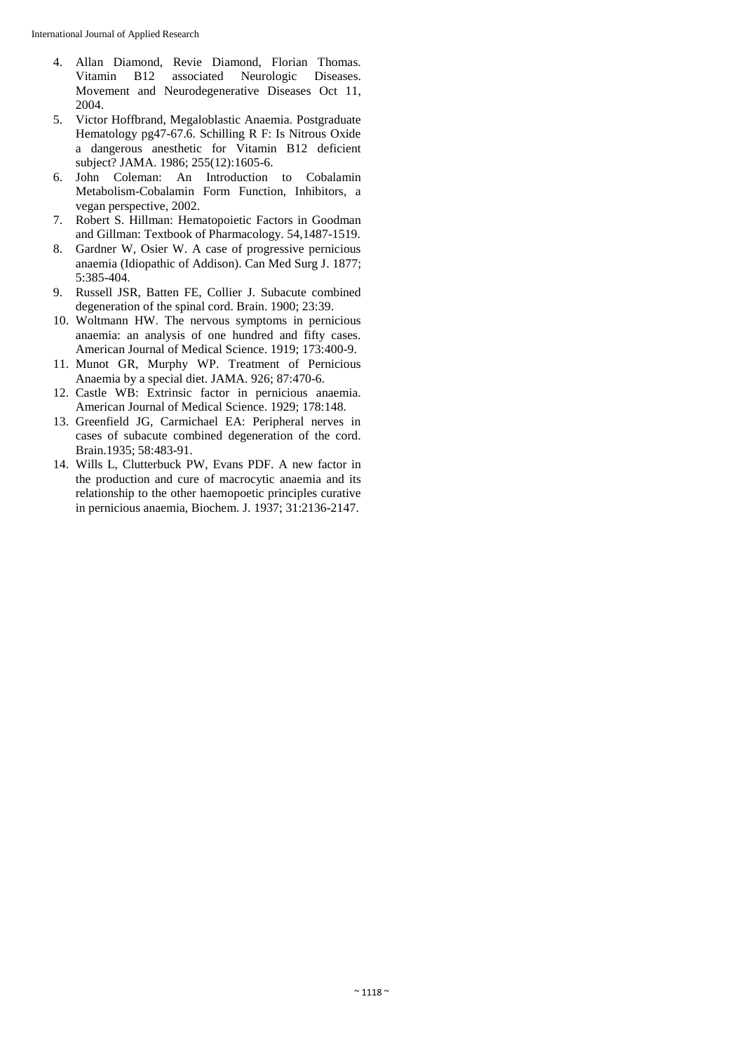4. Allan Diamond, Revie Diamond, Florian Thomas. Vitamin B12 associated Neurologic Diseases. Movement and Neurodegenerative Diseases Oct 11, 2004.
5. Victor Hoffbrand, Megaloblastic Anaemia. Postgraduate Hematology pg47-67.6. Schilling R F: Is Nitrous Oxide a dangerous anesthetic for Vitamin B12 deficient subject? JAMA. 1986; 255(12):1605-6.
6. John Coleman: An Introduction to Cobalamin Metabolism-Cobalamin Form Function, Inhibitors, a vegan perspective, 2002.
7. Robert S. Hillman: Hematopoietic Factors in Goodman and Gillman: Textbook of Pharmacology. 54,1487-1519.
8. Gardner W, Osier W. A case of progressive pernicious anaemia (Idiopathic of Addison). Can Med Surg J. 1877; 5:385-404.
9. Russell JSR, Batten FE, Collier J. Subacute combined degeneration of the spinal cord. Brain. 1900; 23:39.
10. Woltmann HW. The nervous symptoms in pernicious anaemia: an analysis of one hundred and fifty cases. American Journal of Medical Science. 1919; 173:400-9.
11. Munot GR, Murphy WP. Treatment of Pernicious Anaemia by a special diet. JAMA. 926; 87:470-6.
12. Castle WB: Extrinsic factor in pernicious anaemia. American Journal of Medical Science. 1929; 178:148.
13. Greenfield JG, Carmichael EA: Peripheral nerves in cases of subacute combined degeneration of the cord. Brain.1935; 58:483-91.
14. Wills L, Clutterbuck PW, Evans PDF. A new factor in the production and cure of macrocytic anaemia and its relationship to the other haemopoetic principles curative in pernicious anaemia, Biochem. J. 1937; 31:2136-2147.